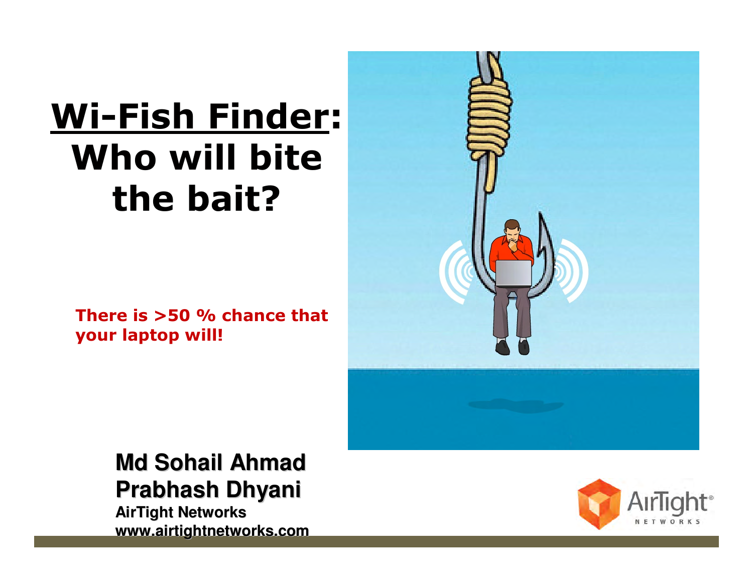# Wi-Fish Finder: Who will bite the bait?

**There is >50 % chance that your laptop will!**

**Md Sohail Ahmad**
**Prabhash Dhyani**
**AirTight Networks**
**www.airtightnetworks.com**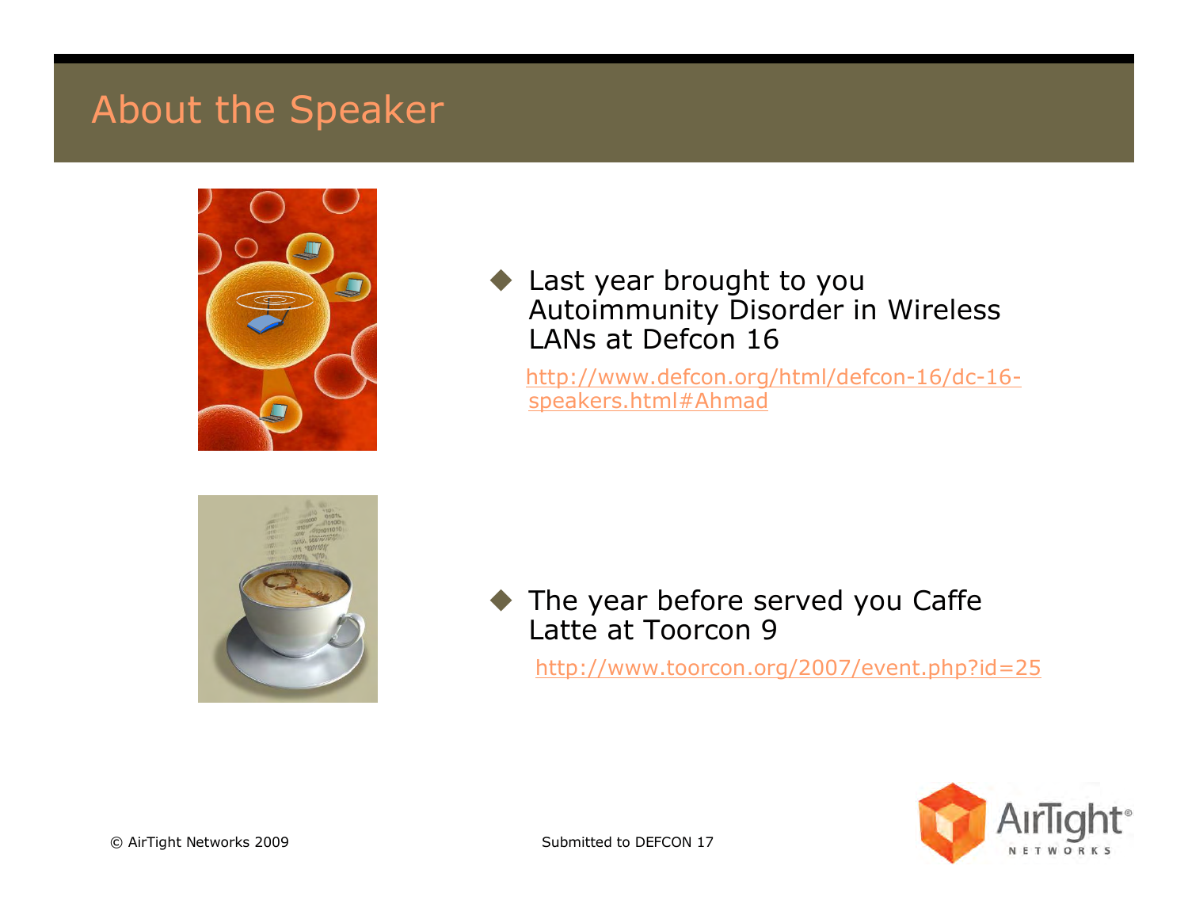# About the Speaker

- Last year brought to you Autoimmunity Disorder in Wireless LANs at Defcon 16

  http://www.defcon.org/html/defcon-16/dc-16-speakers.html#Ahmad

- The year before served you Caffe Latte at Toorcon 9

  http://www.toorcon.org/2007/event.php?id=25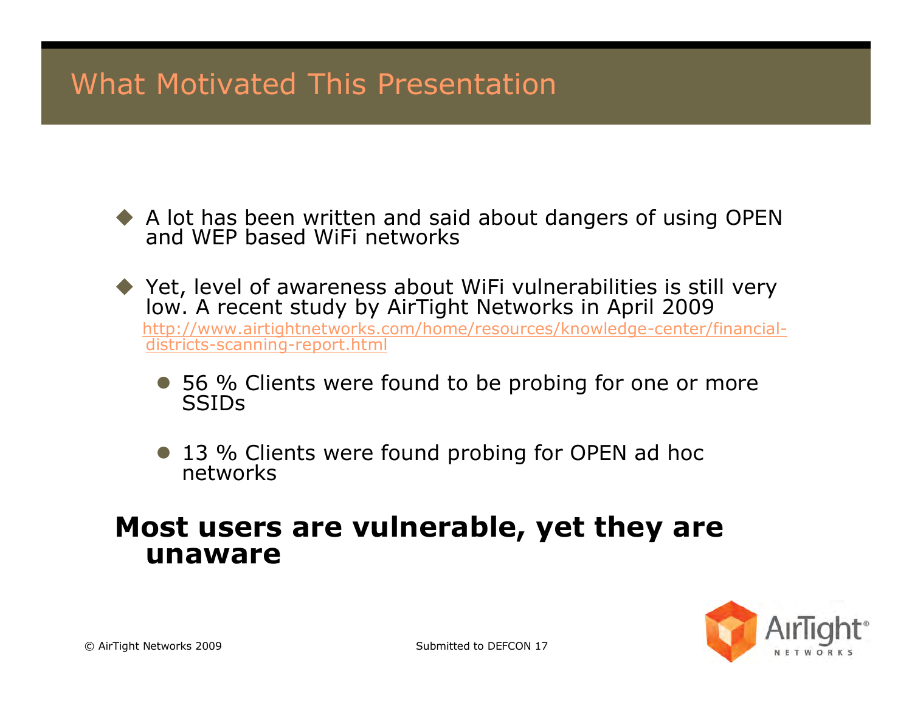# What Motivated This Presentation

- A lot has been written and said about dangers of using OPEN and WEP based WiFi networks
- Yet, level of awareness about WiFi vulnerabilities is still very low. A recent study by AirTight Networks in April 2009 http://www.airtightnetworks.com/home/resources/knowledge-center/financial-districts-scanning-report.html
  - 56 % Clients were found to be probing for one or more SSIDs
  - 13 % Clients were found probing for OPEN ad hoc networks

**Most users are vulnerable, yet they are unaware**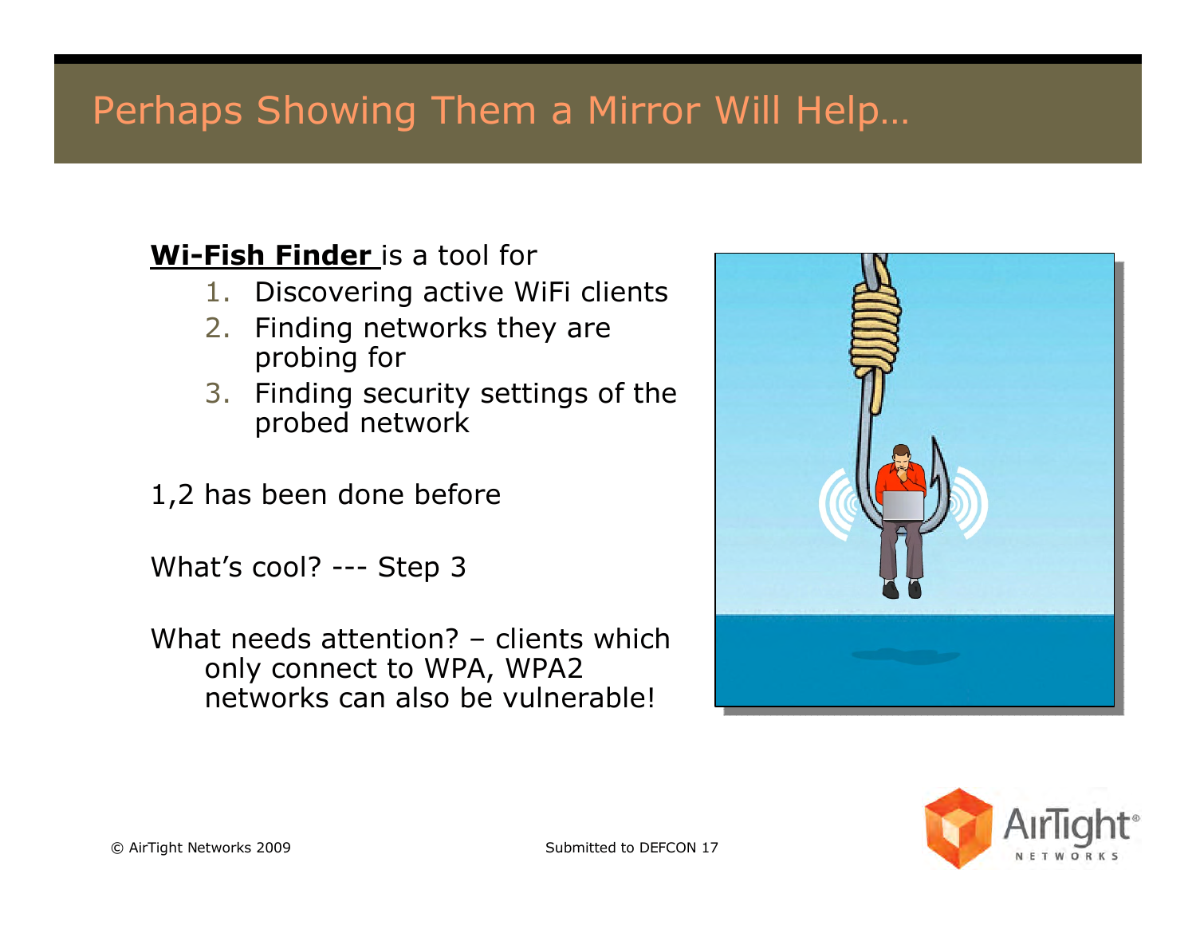# Perhaps Showing Them a Mirror Will Help…

**Wi-Fish Finder** is a tool for

1. Discovering active WiFi clients
2. Finding networks they are probing for
3. Finding security settings of the probed network

1,2 has been done before

What's cool? --- Step 3

What needs attention? – clients which only connect to WPA, WPA2 networks can also be vulnerable!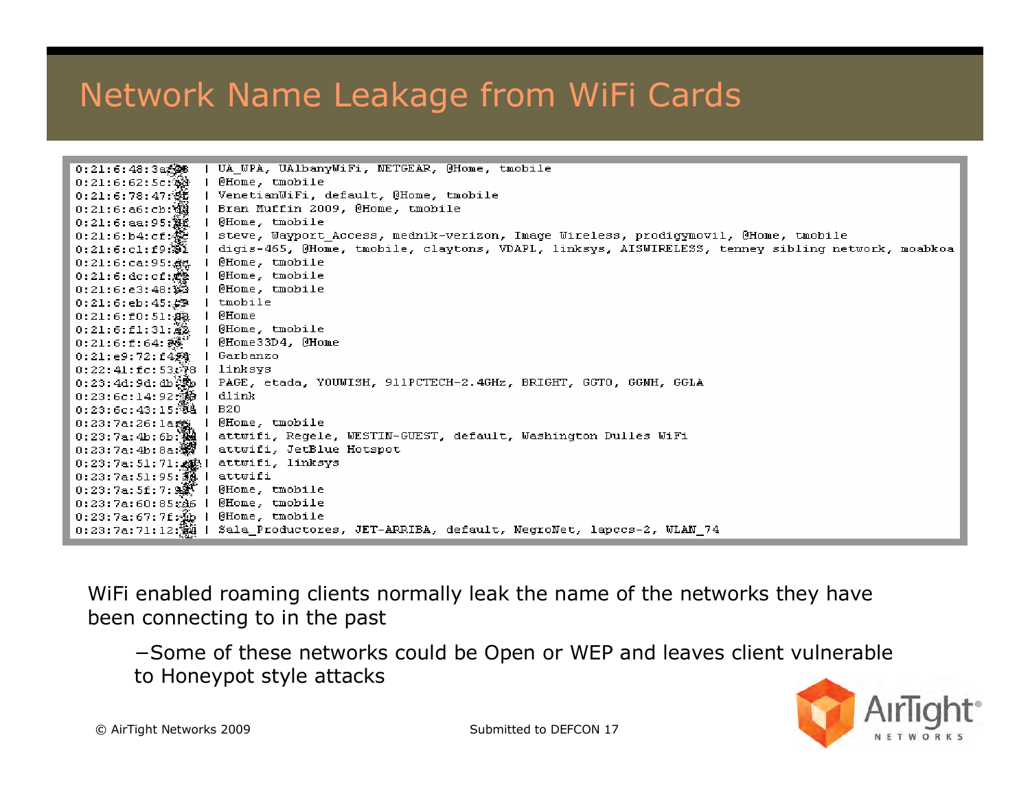# Network Name Leakage from WiFi Cards

```
0:21:6:48:3a:██  | UA_UPA, UAlbanyWiFi, NETGEAR, @Home, tmobile
0:21:6:62:5c:██  | @Home, tmobile
0:21:6:78:47:██  | VenetianWiFi, default, @Home, tmobile
0:21:6:a6:cb:██  | Bran Muffin 2009, @Home, tmobile
0:21:6:aa:95:██  | @Home, tmobile
0:21:6:b4:cf:██  | steve, Wayport_Access, mednik-verizon, Image Wireless, prodigymovil, @Home, tmobile
0:21:6:c1:f9:██  | digis-465, @Home, tmobile, claytons, VDAPL, linksys, AISWIRELESS, tenney sibling network, moabkoa
0:21:6:ca:95:██  | @Home, tmobile
0:21:6:dc:cf:██  | @Home, tmobile
0:21:6:e3:48:██  | @Home, tmobile
0:21:6:eb:45:██  | tmobile
0:21:6:f0:51:██  | @Home
0:21:6:f1:31:██  | @Home, tmobile
0:21:6:f:64:██   | @Home33D4, @Home
0:21:e9:72:f4██  | Garbanzo
0:22:41:fc:53:██ | linksys
0:23:4d:9d:db██  | PAGE, etada, YOUWISH, 911PCTECH-2.4GHz, BRIGHT, GGTO, GGNH, GGLA
0:23:6c:14:92██  | dlink
0:23:6c:43:15:██ | B20
0:23:7a:26:1a██  | @Home, tmobile
0:23:7a:4b:6b:██ | attwifi, Regele, WESTIN-GUEST, default, Washington Dulles WiFi
0:23:7a:4b:8a:██ | attwifi, JetBlue Hotspot
0:23:7a:51:71:██ | attwifi, linksys
0:23:7a:51:95:██ | attwifi
0:23:7a:5f:7:██  | @Home, tmobile
0:23:7a:60:85:██ | @Home, tmobile
0:23:7a:67:7f:██ | @Home, tmobile
0:23:7a:71:12:██ | Sala_Productores, JET-ARRIBA, default, NegroNet, lapccs-2, WLAN_74
```

WiFi enabled roaming clients normally leak the name of the networks they have been connecting to in the past

- Some of these networks could be Open or WEP and leaves client vulnerable to Honeypot style attacks

© AirTight Networks 2009

Submitted to DEFCON 17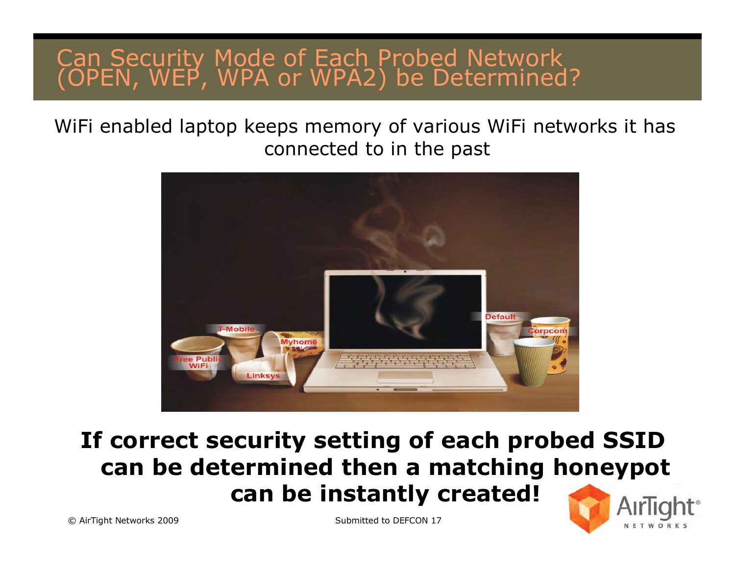# Can Security Mode of Each Probed Network (OPEN, WEP, WPA or WPA2) be Determined?

WiFi enabled laptop keeps memory of various WiFi networks it has connected to in the past

**If correct security setting of each probed SSID can be determined then a matching honeypot can be instantly created!**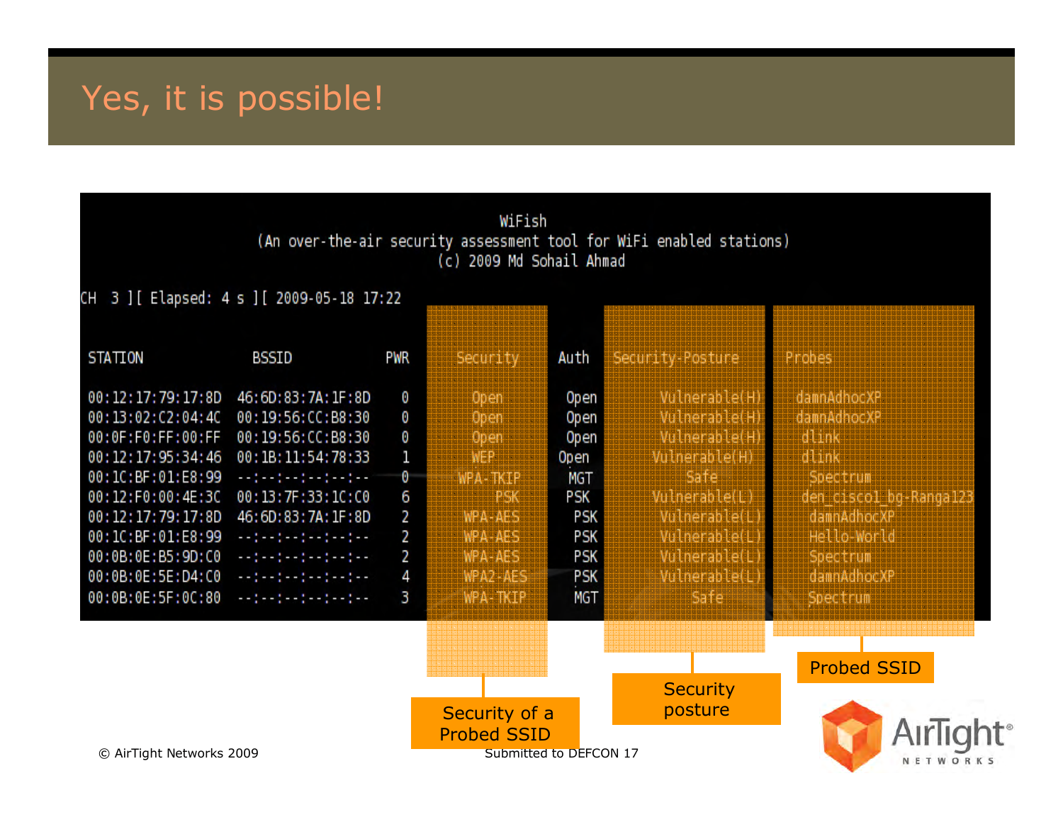# Yes, it is possible!

```
                                   WiFish
        (An over-the-air security assessment tool for WiFi enabled stations)
                           (c) 2009 Md Sohail Ahmad

CH  3 ][ Elapsed: 4 s ][ 2009-05-18 17:22
```

| STATION | BSSID | PWR | Security | Auth | Security-Posture | Probes |
|---|---|---|---|---|---|---|
| 00:12:17:79:17:8D | 46:6D:83:7A:1F:8D | 0 | Open | Open | Vulnerable(H) | damnAdhocXP |
| 00:13:02:C2:04:4C | 00:19:56:CC:B8:30 | 0 | Open | Open | Vulnerable(H) | damnAdhocXP |
| 00:0F:F0:FF:00:FF | 00:19:56:CC:B8:30 | 0 | Open | Open | Vulnerable(H) | dlink |
| 00:12:17:95:34:46 | 00:1B:11:54:78:33 | 1 | WEP | Open | Vulnerable(H) | dlink |
| 00:1C:BF:01:E8:99 | --:--:--:--:--:-- | 0 | WPA-TKIP | MGT | Safe | Spectrum |
| 00:12:F0:00:4E:3C | 00:13:7F:33:1C:C0 | 6 | PSK | PSK | Vulnerable(L) | den_cisco1_bg-Ranga123 |
| 00:12:17:79:17:8D | 46:6D:83:7A:1F:8D | 2 | WPA-AES | PSK | Vulnerable(L) | damnAdhocXP |
| 00:1C:BF:01:E8:99 | --:--:--:--:--:-- | 2 | WPA-AES | PSK | Vulnerable(L) | Hello-World |
| 00:0B:0E:B5:9D:C0 | --:--:--:--:--:-- | 2 | WPA-AES | PSK | Vulnerable(L) | Spectrum |
| 00:0B:0E:5E:D4:C0 | --:--:--:--:--:-- | 4 | WPA2-AES | PSK | Vulnerable(L) | damnAdhocXP |
| 00:0B:0E:5F:0C:80 | --:--:--:--:--:-- | 3 | WPA-TKIP | MGT | Safe | Spectrum |

Security of a Probed SSID

Security posture

Probed SSID

© AirTight Networks 2009

Submitted to DEFCON 17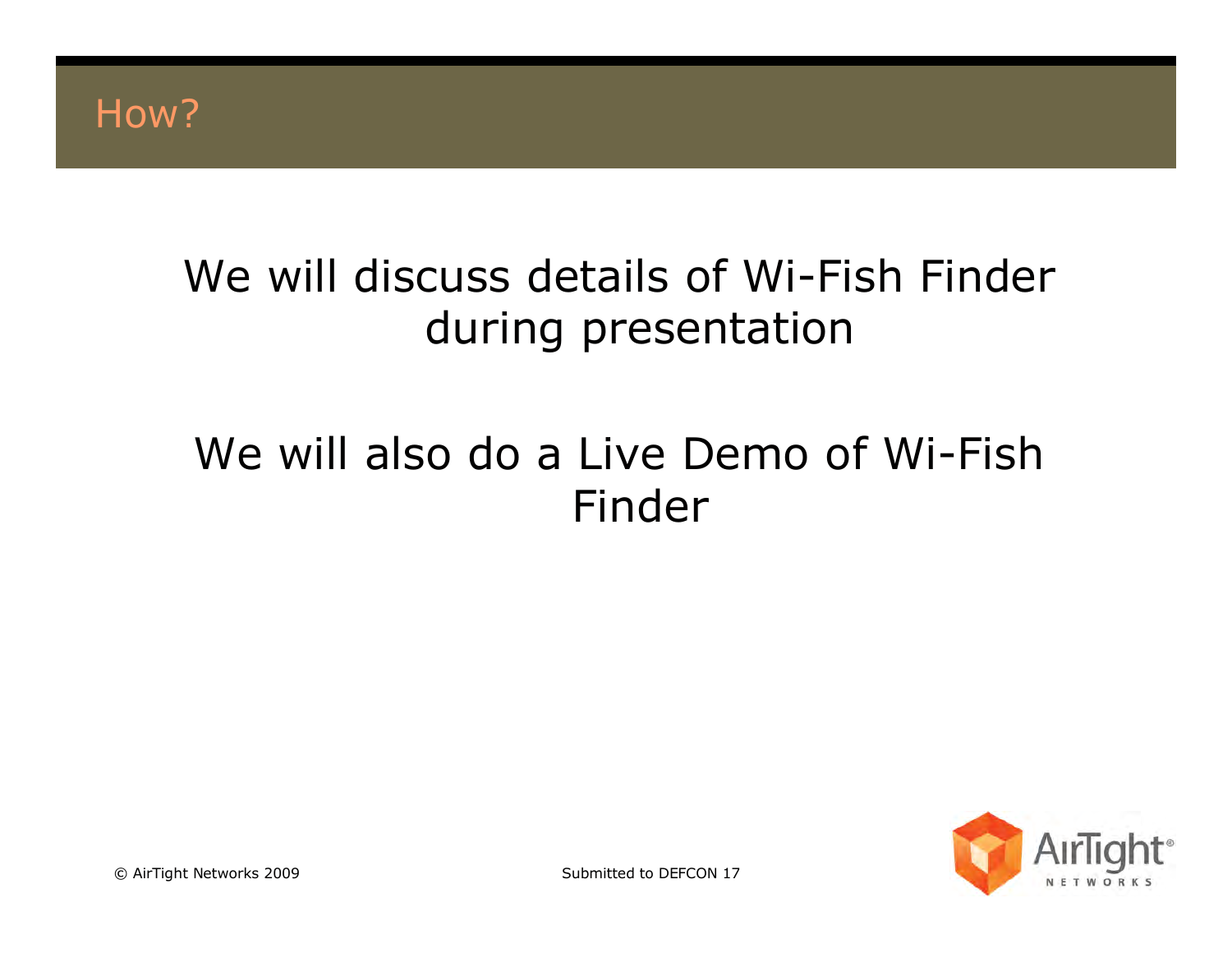# How?

We will discuss details of Wi-Fish Finder during presentation

We will also do a Live Demo of Wi-Fish Finder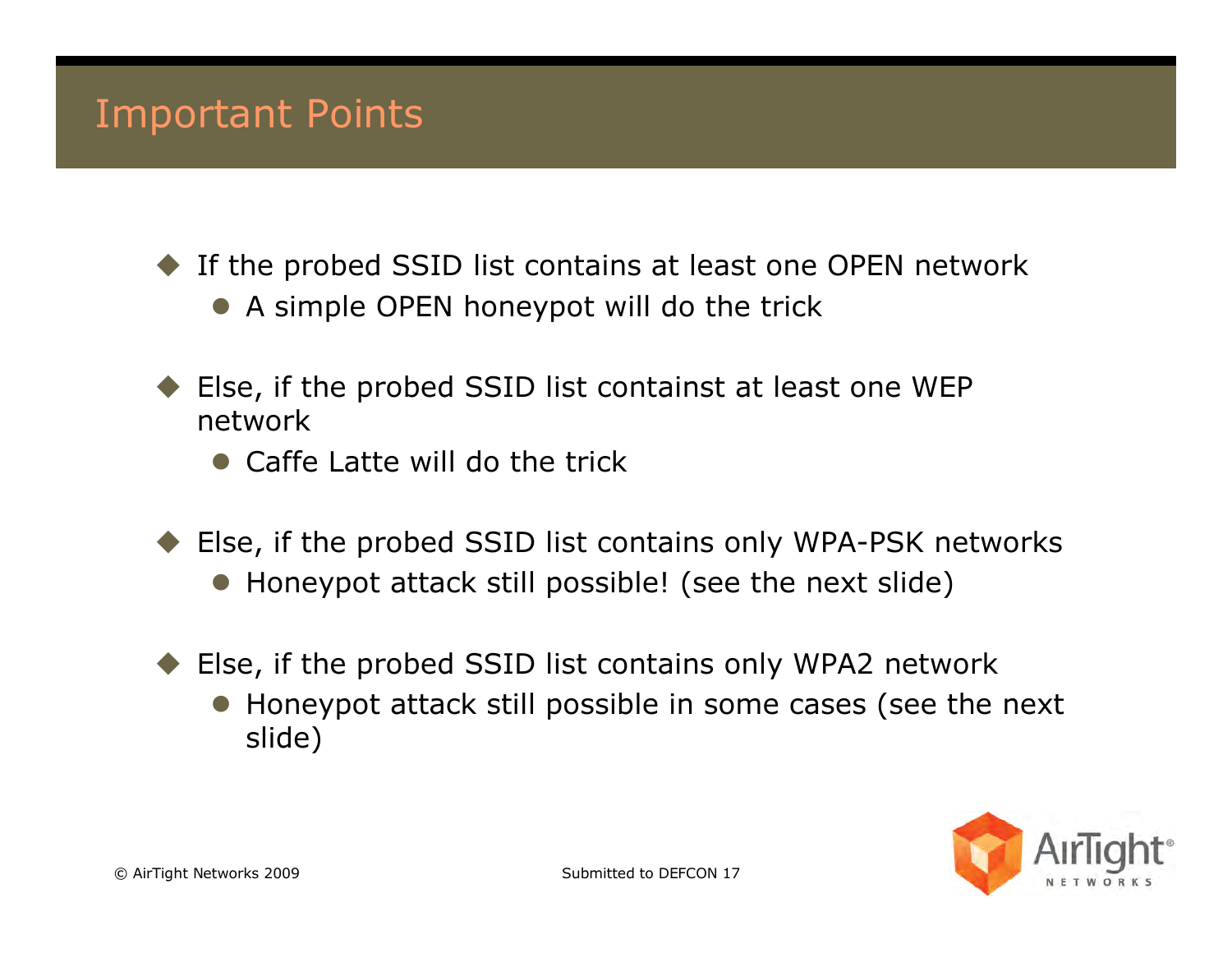# Important Points

- If the probed SSID list contains at least one OPEN network
  - A simple OPEN honeypot will do the trick
- Else, if the probed SSID list containst at least one WEP network
  - Caffe Latte will do the trick
- Else, if the probed SSID list contains only WPA-PSK networks
  - Honeypot attack still possible! (see the next slide)
- Else, if the probed SSID list contains only WPA2 network
  - Honeypot attack still possible in some cases (see the next slide)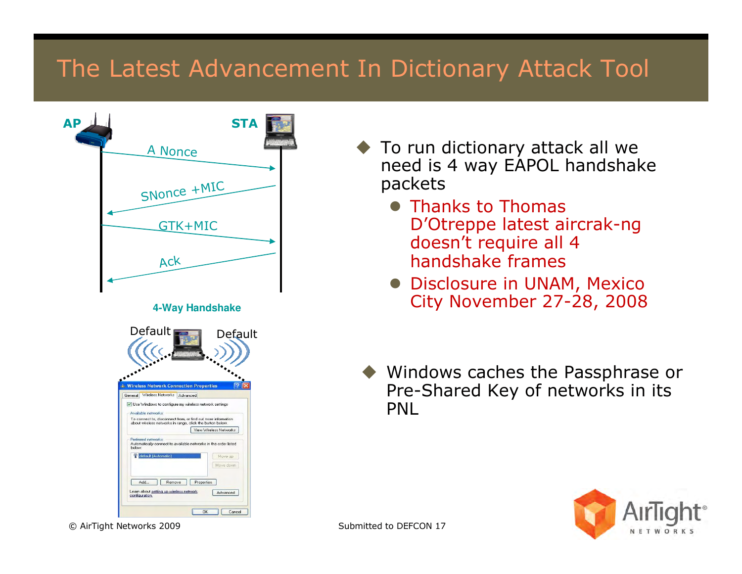# The Latest Advancement In Dictionary Attack Tool

AP — STA

A Nonce

SNonce +MIC

GTK+MIC

Ack

**4-Way Handshake**

Default — Default

- To run dictionary attack all we need is 4 way EAPOL handshake packets
  - Thanks to Thomas D'Otreppe latest aircrak-ng doesn't require all 4 handshake frames
  - Disclosure in UNAM, Mexico City November 27-28, 2008
- Windows caches the Passphrase or Pre-Shared Key of networks in its PNL

© AirTight Networks 2009

Submitted to DEFCON 17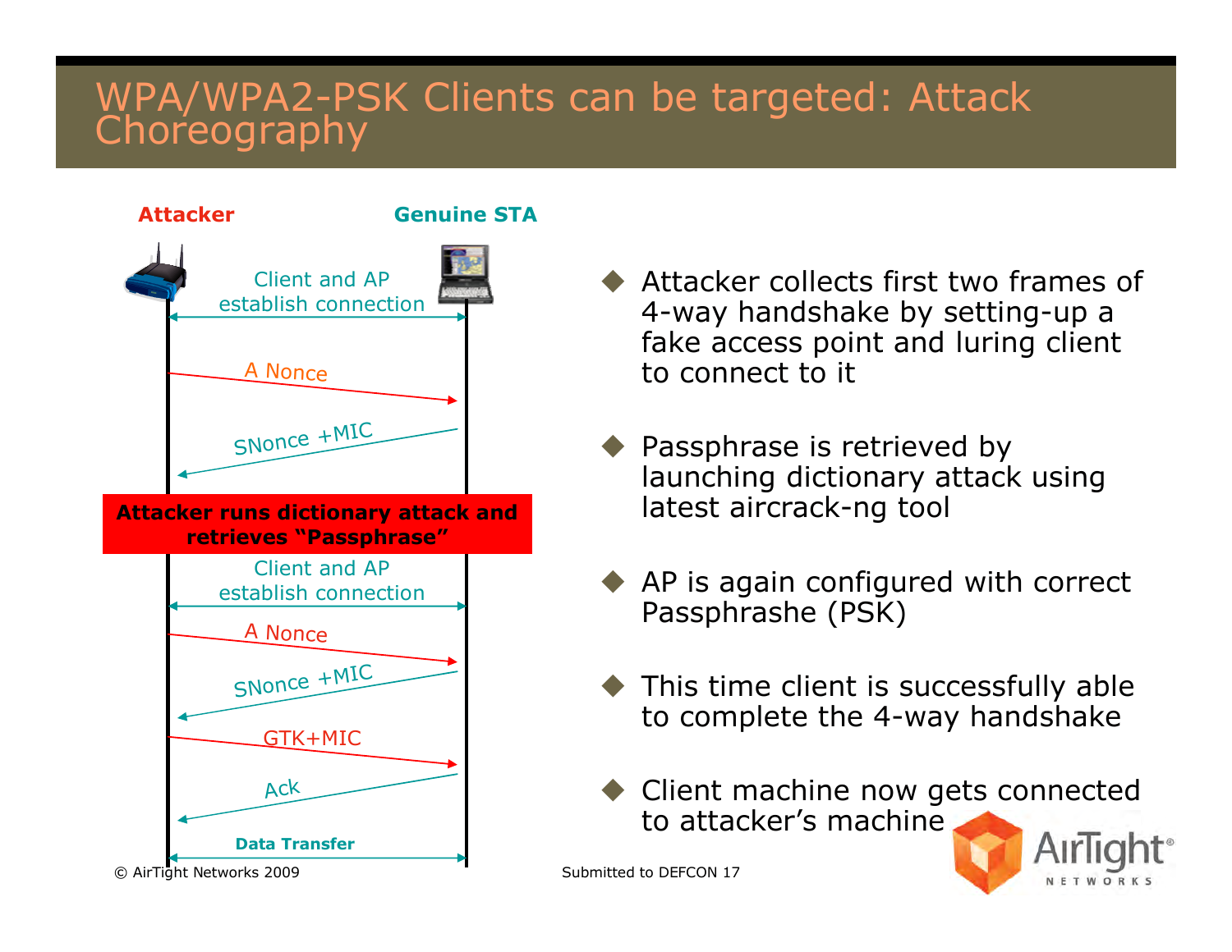# WPA/WPA2-PSK Clients can be targeted: Attack Choreography

**Attacker** — **Genuine STA**

- Client and AP establish connection
- A Nonce
- SNonce +MIC

**Attacker runs dictionary attack and retrieves "Passphrase"**

- Client and AP establish connection
- A Nonce
- SNonce +MIC
- GTK+MIC
- Ack
- **Data Transfer**

- Attacker collects first two frames of 4-way handshake by setting-up a fake access point and luring client to connect to it
- Passphrase is retrieved by launching dictionary attack using latest aircrack-ng tool
- AP is again configured with correct Passphrashe (PSK)
- This time client is successfully able to complete the 4-way handshake
- Client machine now gets connected to attacker's machine

© AirTight Networks 2009

Submitted to DEFCON 17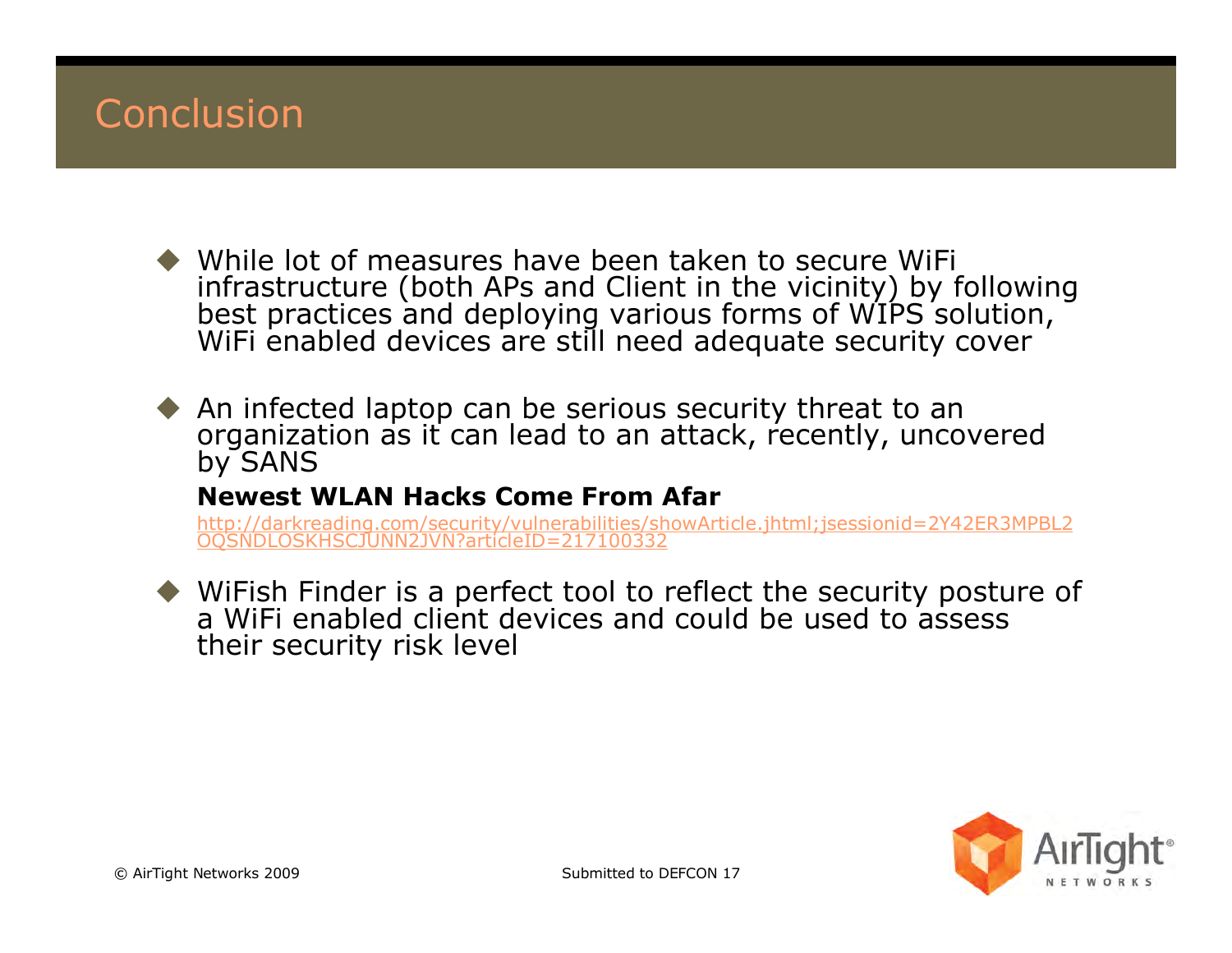# Conclusion

- While lot of measures have been taken to secure WiFi infrastructure (both APs and Client in the vicinity) by following best practices and deploying various forms of WIPS solution, WiFi enabled devices are still need adequate security cover

- An infected laptop can be serious security threat to an organization as it can lead to an attack, recently, uncovered by SANS

  **Newest WLAN Hacks Come From Afar**

  http://darkreading.com/security/vulnerabilities/showArticle.jhtml;jsessionid=2Y42ER3MPBL2OQSNDLOSKHSCJUNN2JVN?articleID=217100332

- WiFish Finder is a perfect tool to reflect the security posture of a WiFi enabled client devices and could be used to assess their security risk level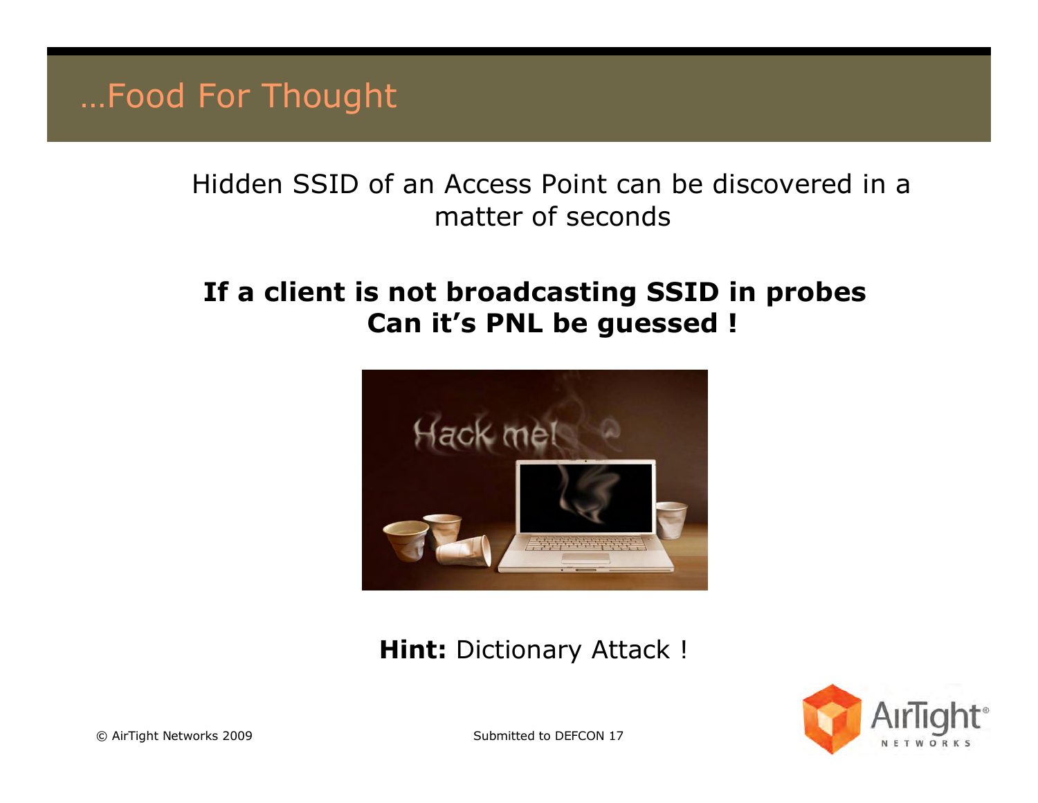# …Food For Thought

Hidden SSID of an Access Point can be discovered in a matter of seconds

**If a client is not broadcasting SSID in probes Can it's PNL be guessed !**

**Hint:** Dictionary Attack !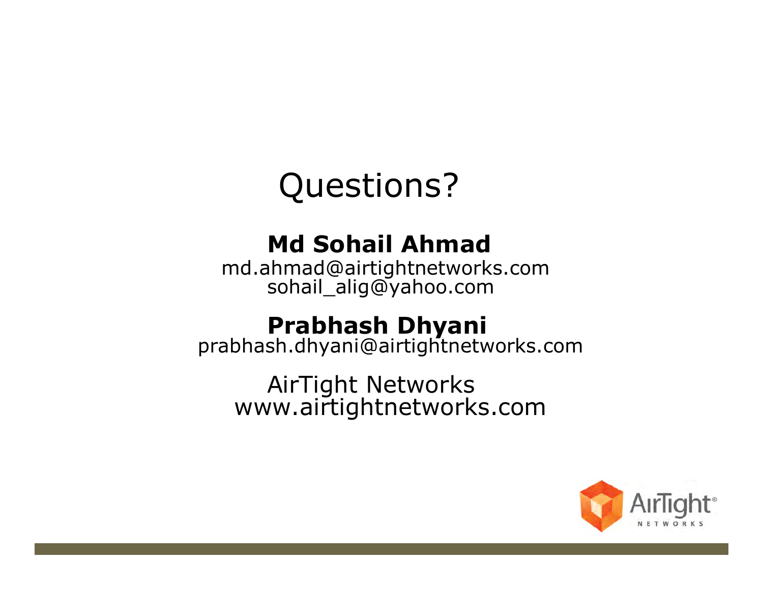# Questions?

**Md Sohail Ahmad**

md.ahmad@airtightnetworks.com
sohail_alig@yahoo.com

**Prabhash Dhyani**

prabhash.dhyani@airtightnetworks.com

AirTight Networks
www.airtightnetworks.com